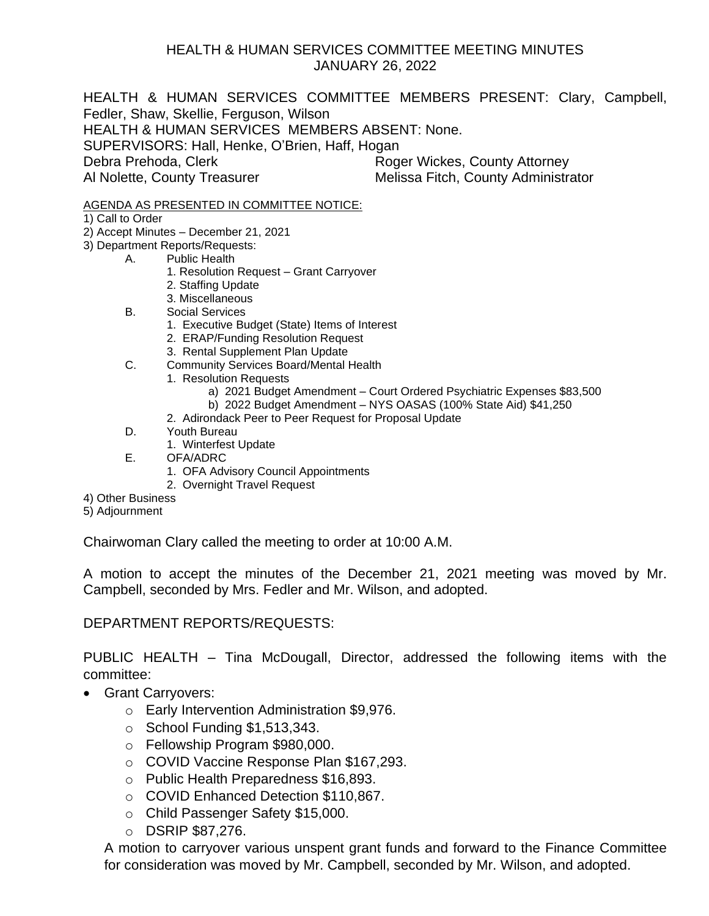# HEALTH & HUMAN SERVICES COMMITTEE MEETING MINUTES
## JANUARY 26, 2022

HEALTH & HUMAN SERVICES COMMITTEE MEMBERS PRESENT: Clary, Campbell, Fedler, Shaw, Skellie, Ferguson, Wilson
HEALTH & HUMAN SERVICES MEMBERS ABSENT: None.
SUPERVISORS: Hall, Henke, O'Brien, Haff, Hogan
Debra Prehoda, Clerk — Roger Wickes, County Attorney
Al Nolette, County Treasurer — Melissa Fitch, County Administrator

AGENDA AS PRESENTED IN COMMITTEE NOTICE:

1) Call to Order
2) Accept Minutes – December 21, 2021
3) Department Reports/Requests:
   - A. Public Health
     1. Resolution Request – Grant Carryover
     2. Staffing Update
     3. Miscellaneous
   - B. Social Services
     1. Executive Budget (State) Items of Interest
     2. ERAP/Funding Resolution Request
     3. Rental Supplement Plan Update
   - C. Community Services Board/Mental Health
     1. Resolution Requests
        - a) 2021 Budget Amendment – Court Ordered Psychiatric Expenses $83,500
        - b) 2022 Budget Amendment – NYS OASAS (100% State Aid) $41,250
     2. Adirondack Peer to Peer Request for Proposal Update
   - D. Youth Bureau
     1. Winterfest Update
   - E. OFA/ADRC
     1. OFA Advisory Council Appointments
     2. Overnight Travel Request
4) Other Business
5) Adjournment

Chairwoman Clary called the meeting to order at 10:00 A.M.

A motion to accept the minutes of the December 21, 2021 meeting was moved by Mr. Campbell, seconded by Mrs. Fedler and Mr. Wilson, and adopted.

DEPARTMENT REPORTS/REQUESTS:

PUBLIC HEALTH – Tina McDougall, Director, addressed the following items with the committee:

- Grant Carryovers:
  - Early Intervention Administration $9,976.
  - School Funding $1,513,343.
  - Fellowship Program $980,000.
  - COVID Vaccine Response Plan $167,293.
  - Public Health Preparedness $16,893.
  - COVID Enhanced Detection $110,867.
  - Child Passenger Safety $15,000.
  - DSRIP $87,276.

  A motion to carryover various unspent grant funds and forward to the Finance Committee for consideration was moved by Mr. Campbell, seconded by Mr. Wilson, and adopted.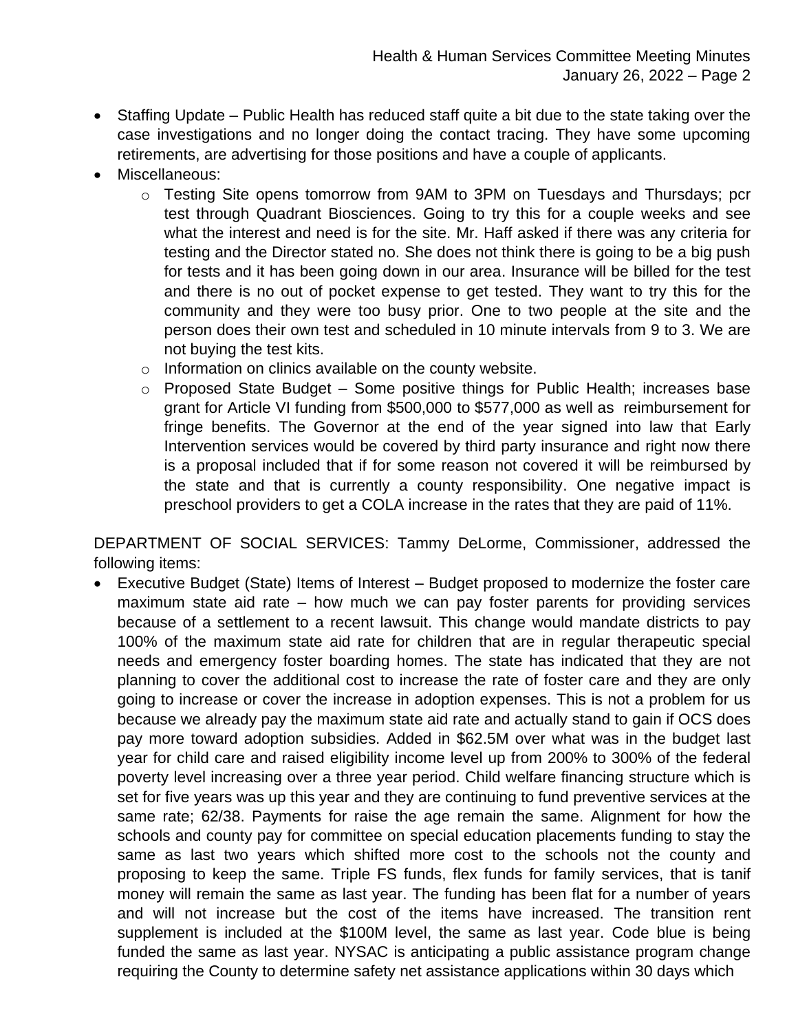- Staffing Update – Public Health has reduced staff quite a bit due to the state taking over the case investigations and no longer doing the contact tracing. They have some upcoming retirements, are advertising for those positions and have a couple of applicants.
- Miscellaneous:
  - Testing Site opens tomorrow from 9AM to 3PM on Tuesdays and Thursdays; pcr test through Quadrant Biosciences. Going to try this for a couple weeks and see what the interest and need is for the site. Mr. Haff asked if there was any criteria for testing and the Director stated no. She does not think there is going to be a big push for tests and it has been going down in our area. Insurance will be billed for the test and there is no out of pocket expense to get tested. They want to try this for the community and they were too busy prior. One to two people at the site and the person does their own test and scheduled in 10 minute intervals from 9 to 3. We are not buying the test kits.
  - Information on clinics available on the county website.
  - Proposed State Budget – Some positive things for Public Health; increases base grant for Article VI funding from $500,000 to $577,000 as well as reimbursement for fringe benefits. The Governor at the end of the year signed into law that Early Intervention services would be covered by third party insurance and right now there is a proposal included that if for some reason not covered it will be reimbursed by the state and that is currently a county responsibility. One negative impact is preschool providers to get a COLA increase in the rates that they are paid of 11%.

DEPARTMENT OF SOCIAL SERVICES: Tammy DeLorme, Commissioner, addressed the following items:

- Executive Budget (State) Items of Interest – Budget proposed to modernize the foster care maximum state aid rate – how much we can pay foster parents for providing services because of a settlement to a recent lawsuit. This change would mandate districts to pay 100% of the maximum state aid rate for children that are in regular therapeutic special needs and emergency foster boarding homes. The state has indicated that they are not planning to cover the additional cost to increase the rate of foster care and they are only going to increase or cover the increase in adoption expenses. This is not a problem for us because we already pay the maximum state aid rate and actually stand to gain if OCS does pay more toward adoption subsidies. Added in $62.5M over what was in the budget last year for child care and raised eligibility income level up from 200% to 300% of the federal poverty level increasing over a three year period. Child welfare financing structure which is set for five years was up this year and they are continuing to fund preventive services at the same rate; 62/38. Payments for raise the age remain the same. Alignment for how the schools and county pay for committee on special education placements funding to stay the same as last two years which shifted more cost to the schools not the county and proposing to keep the same. Triple FS funds, flex funds for family services, that is tanif money will remain the same as last year. The funding has been flat for a number of years and will not increase but the cost of the items have increased. The transition rent supplement is included at the $100M level, the same as last year. Code blue is being funded the same as last year. NYSAC is anticipating a public assistance program change requiring the County to determine safety net assistance applications within 30 days which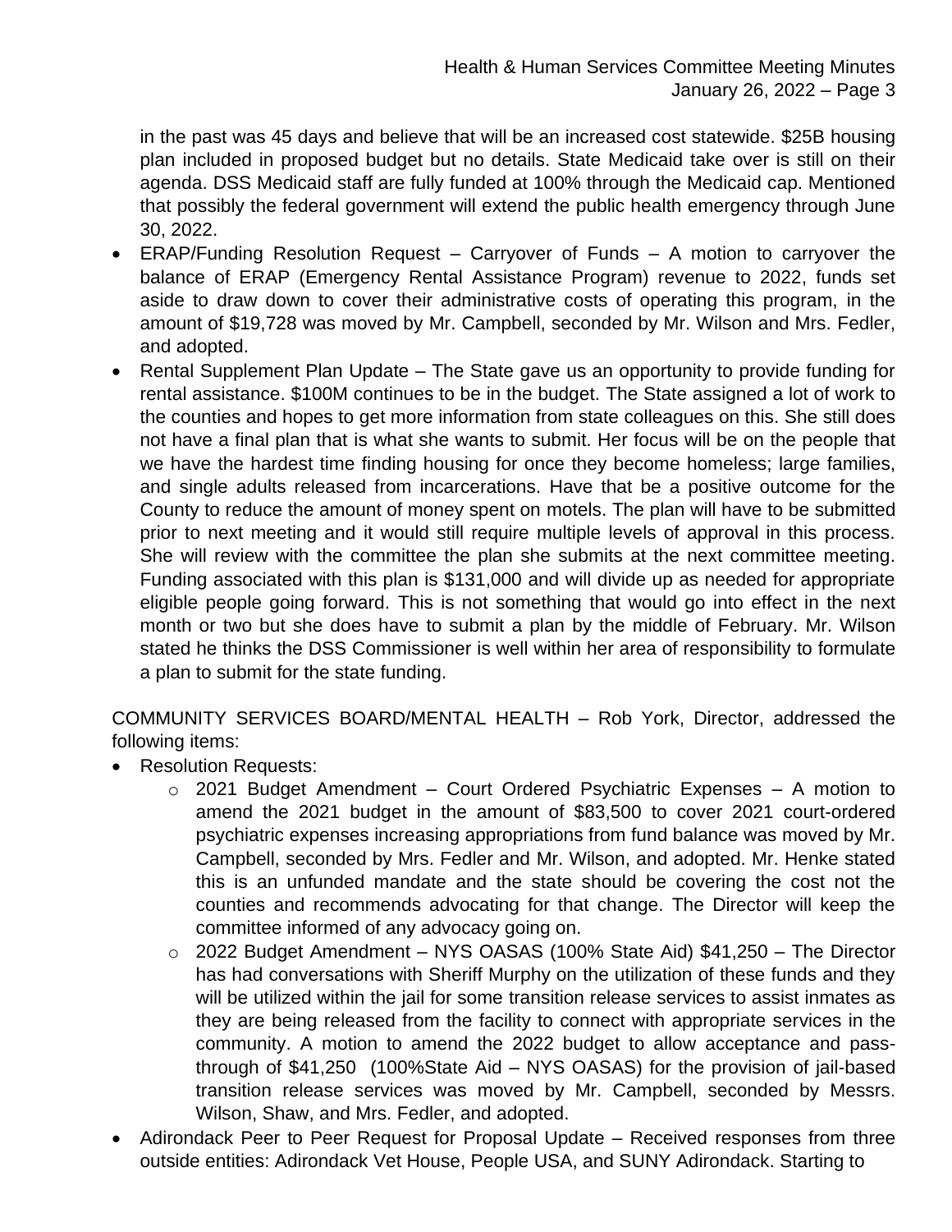in the past was 45 days and believe that will be an increased cost statewide. $25B housing plan included in proposed budget but no details. State Medicaid take over is still on their agenda. DSS Medicaid staff are fully funded at 100% through the Medicaid cap. Mentioned that possibly the federal government will extend the public health emergency through June 30, 2022.

- ERAP/Funding Resolution Request – Carryover of Funds – A motion to carryover the balance of ERAP (Emergency Rental Assistance Program) revenue to 2022, funds set aside to draw down to cover their administrative costs of operating this program, in the amount of $19,728 was moved by Mr. Campbell, seconded by Mr. Wilson and Mrs. Fedler, and adopted.
- Rental Supplement Plan Update – The State gave us an opportunity to provide funding for rental assistance. $100M continues to be in the budget. The State assigned a lot of work to the counties and hopes to get more information from state colleagues on this. She still does not have a final plan that is what she wants to submit. Her focus will be on the people that we have the hardest time finding housing for once they become homeless; large families, and single adults released from incarcerations. Have that be a positive outcome for the County to reduce the amount of money spent on motels. The plan will have to be submitted prior to next meeting and it would still require multiple levels of approval in this process. She will review with the committee the plan she submits at the next committee meeting. Funding associated with this plan is $131,000 and will divide up as needed for appropriate eligible people going forward. This is not something that would go into effect in the next month or two but she does have to submit a plan by the middle of February. Mr. Wilson stated he thinks the DSS Commissioner is well within her area of responsibility to formulate a plan to submit for the state funding.

COMMUNITY SERVICES BOARD/MENTAL HEALTH – Rob York, Director, addressed the following items:

- Resolution Requests:
  - 2021 Budget Amendment – Court Ordered Psychiatric Expenses – A motion to amend the 2021 budget in the amount of $83,500 to cover 2021 court-ordered psychiatric expenses increasing appropriations from fund balance was moved by Mr. Campbell, seconded by Mrs. Fedler and Mr. Wilson, and adopted. Mr. Henke stated this is an unfunded mandate and the state should be covering the cost not the counties and recommends advocating for that change. The Director will keep the committee informed of any advocacy going on.
  - 2022 Budget Amendment – NYS OASAS (100% State Aid) $41,250 – The Director has had conversations with Sheriff Murphy on the utilization of these funds and they will be utilized within the jail for some transition release services to assist inmates as they are being released from the facility to connect with appropriate services in the community. A motion to amend the 2022 budget to allow acceptance and pass-through of $41,250 (100%State Aid – NYS OASAS) for the provision of jail-based transition release services was moved by Mr. Campbell, seconded by Messrs. Wilson, Shaw, and Mrs. Fedler, and adopted.
- Adirondack Peer to Peer Request for Proposal Update – Received responses from three outside entities: Adirondack Vet House, People USA, and SUNY Adirondack. Starting to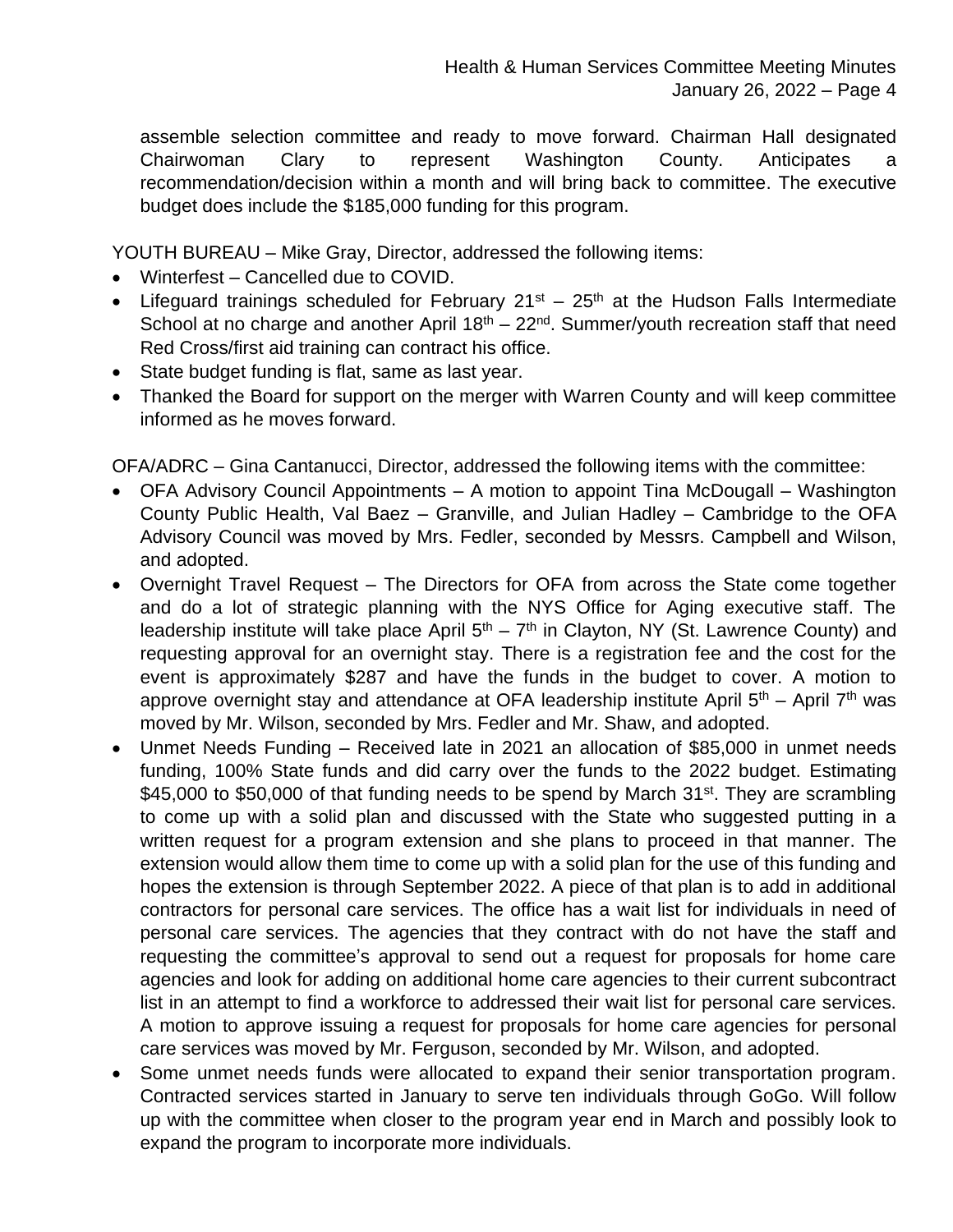assemble selection committee and ready to move forward. Chairman Hall designated Chairwoman Clary to represent Washington County. Anticipates a recommendation/decision within a month and will bring back to committee. The executive budget does include the $185,000 funding for this program.

YOUTH BUREAU – Mike Gray, Director, addressed the following items:

- Winterfest – Cancelled due to COVID.
- Lifeguard trainings scheduled for February 21st – 25th at the Hudson Falls Intermediate School at no charge and another April 18th – 22nd. Summer/youth recreation staff that need Red Cross/first aid training can contract his office.
- State budget funding is flat, same as last year.
- Thanked the Board for support on the merger with Warren County and will keep committee informed as he moves forward.

OFA/ADRC – Gina Cantanucci, Director, addressed the following items with the committee:

- OFA Advisory Council Appointments – A motion to appoint Tina McDougall – Washington County Public Health, Val Baez – Granville, and Julian Hadley – Cambridge to the OFA Advisory Council was moved by Mrs. Fedler, seconded by Messrs. Campbell and Wilson, and adopted.
- Overnight Travel Request – The Directors for OFA from across the State come together and do a lot of strategic planning with the NYS Office for Aging executive staff. The leadership institute will take place April 5th – 7th in Clayton, NY (St. Lawrence County) and requesting approval for an overnight stay. There is a registration fee and the cost for the event is approximately $287 and have the funds in the budget to cover. A motion to approve overnight stay and attendance at OFA leadership institute April 5th – April 7th was moved by Mr. Wilson, seconded by Mrs. Fedler and Mr. Shaw, and adopted.
- Unmet Needs Funding – Received late in 2021 an allocation of $85,000 in unmet needs funding, 100% State funds and did carry over the funds to the 2022 budget. Estimating $45,000 to $50,000 of that funding needs to be spend by March 31st. They are scrambling to come up with a solid plan and discussed with the State who suggested putting in a written request for a program extension and she plans to proceed in that manner. The extension would allow them time to come up with a solid plan for the use of this funding and hopes the extension is through September 2022. A piece of that plan is to add in additional contractors for personal care services. The office has a wait list for individuals in need of personal care services. The agencies that they contract with do not have the staff and requesting the committee's approval to send out a request for proposals for home care agencies and look for adding on additional home care agencies to their current subcontract list in an attempt to find a workforce to addressed their wait list for personal care services. A motion to approve issuing a request for proposals for home care agencies for personal care services was moved by Mr. Ferguson, seconded by Mr. Wilson, and adopted.
- Some unmet needs funds were allocated to expand their senior transportation program. Contracted services started in January to serve ten individuals through GoGo. Will follow up with the committee when closer to the program year end in March and possibly look to expand the program to incorporate more individuals.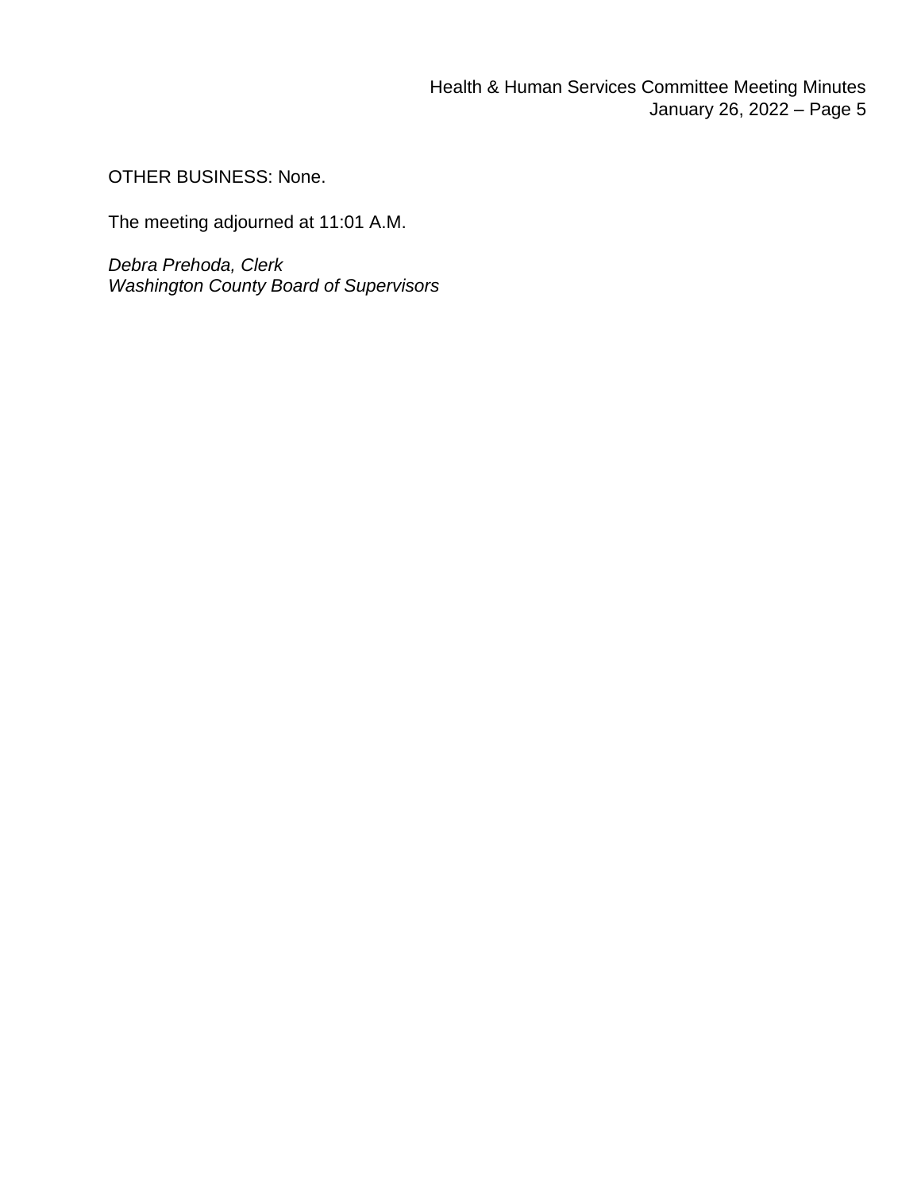OTHER BUSINESS: None.

The meeting adjourned at 11:01 A.M.

*Debra Prehoda, Clerk*
*Washington County Board of Supervisors*